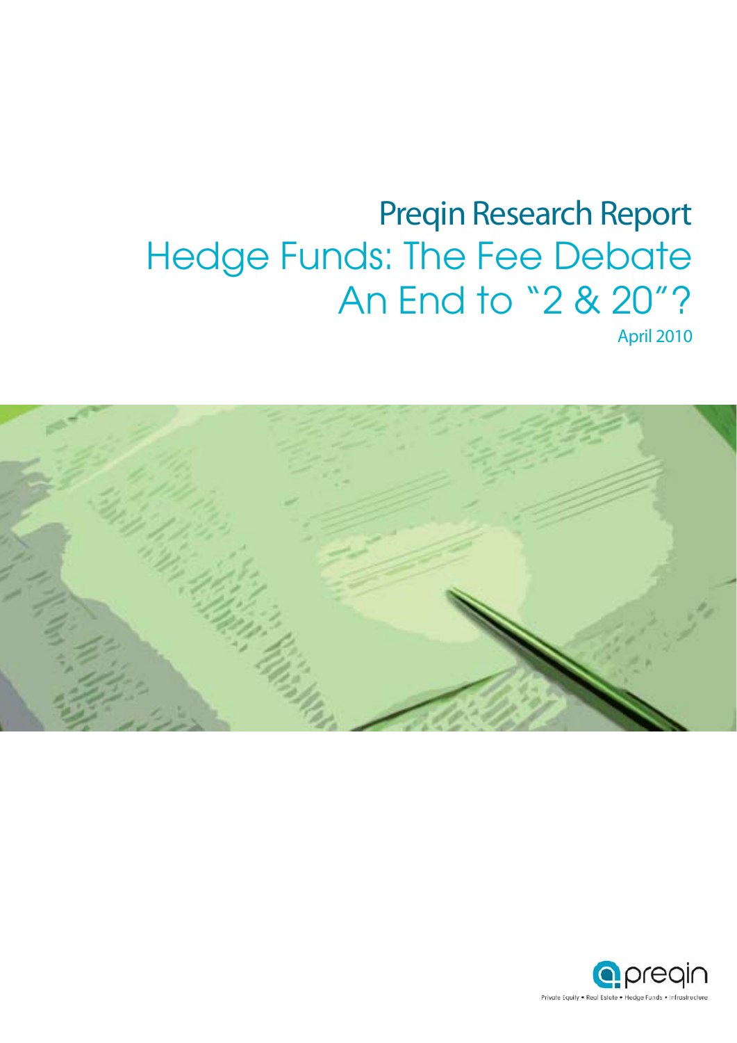# Preqin Research Report

## Hedge Funds: The Fee Debate An End to "2 & 20"?

April 2010

preqin

Private Equity • Real Estate • Hedge Funds • Infrastructure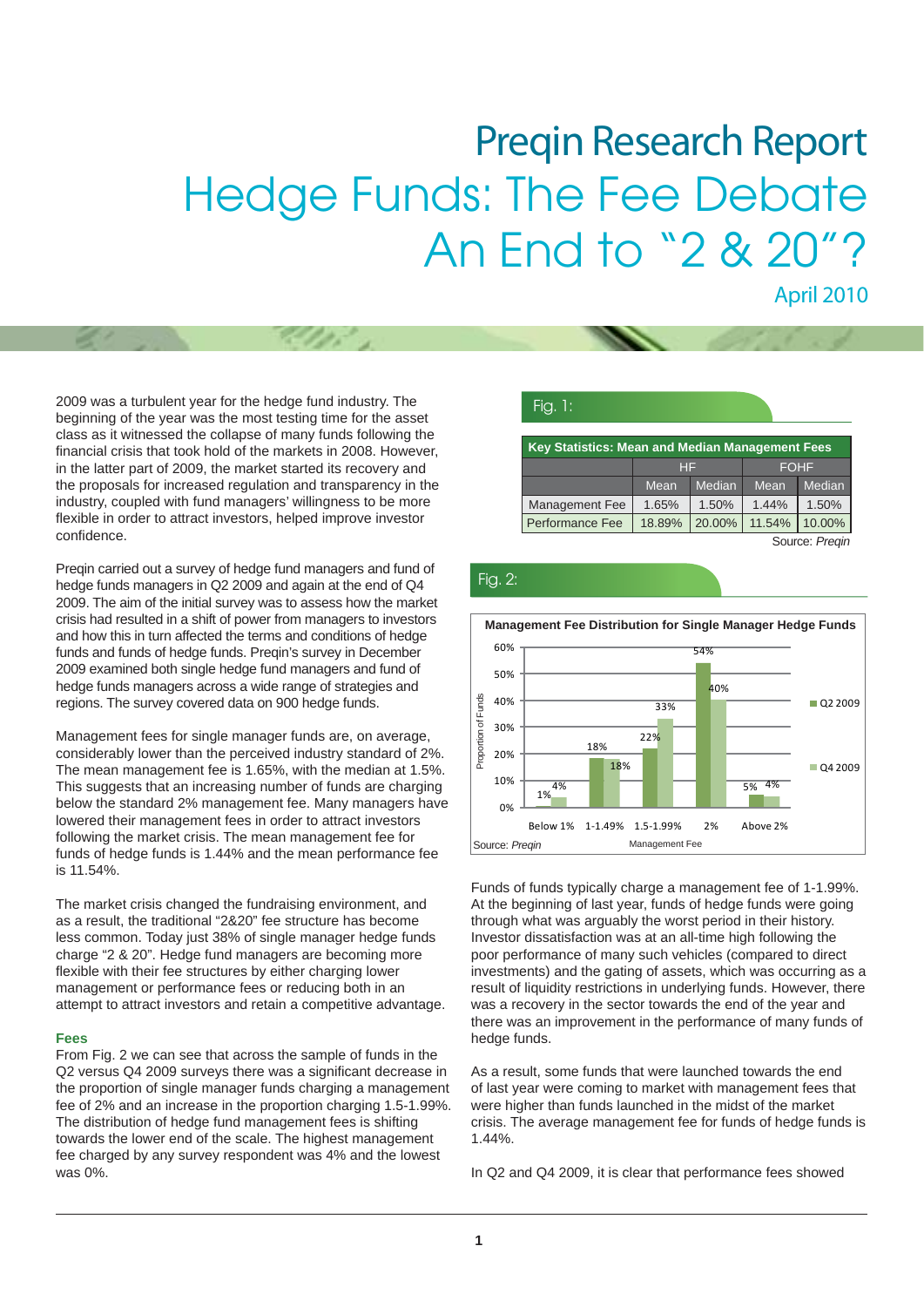# Preqin Research Report

# Hedge Funds: The Fee Debate An End to "2 & 20"?

April 2010

2009 was a turbulent year for the hedge fund industry. The beginning of the year was the most testing time for the asset class as it witnessed the collapse of many funds following the financial crisis that took hold of the markets in 2008. However, in the latter part of 2009, the market started its recovery and the proposals for increased regulation and transparency in the industry, coupled with fund managers' willingness to be more flexible in order to attract investors, helped improve investor confidence.

Preqin carried out a survey of hedge fund managers and fund of hedge funds managers in Q2 2009 and again at the end of Q4 2009. The aim of the initial survey was to assess how the market crisis had resulted in a shift of power from managers to investors and how this in turn affected the terms and conditions of hedge funds and funds of hedge funds. Preqin's survey in December 2009 examined both single hedge fund managers and fund of hedge funds managers across a wide range of strategies and regions. The survey covered data on 900 hedge funds.

Management fees for single manager funds are, on average, considerably lower than the perceived industry standard of 2%. The mean management fee is 1.65%, with the median at 1.5%. This suggests that an increasing number of funds are charging below the standard 2% management fee. Many managers have lowered their management fees in order to attract investors following the market crisis. The mean management fee for funds of hedge funds is 1.44% and the mean performance fee is 11.54%.

The market crisis changed the fundraising environment, and as a result, the traditional "2&20" fee structure has become less common. Today just 38% of single manager hedge funds charge "2 & 20". Hedge fund managers are becoming more flexible with their fee structures by either charging lower management or performance fees or reducing both in an attempt to attract investors and retain a competitive advantage.

### Fees

From Fig. 2 we can see that across the sample of funds in the Q2 versus Q4 2009 surveys there was a significant decrease in the proportion of single manager funds charging a management fee of 2% and an increase in the proportion charging 1.5-1.99%. The distribution of hedge fund management fees is shifting towards the lower end of the scale. The highest management fee charged by any survey respondent was 4% and the lowest was 0%.

Fig. 1:

**Key Statistics: Mean and Median Management Fees**

| | HF | | FOHF | |
|---|---|---|---|---|
| | Mean | Median | Mean | Median |
| Management Fee | 1.65% | 1.50% | 1.44% | 1.50% |
| Performance Fee | 18.89% | 20.00% | 11.54% | 10.00% |

Source: *Preqin*

Fig. 2:

**Management Fee Distribution for Single Manager Hedge Funds**

| Management Fee | Q2 2009 | Q4 2009 |
|---|---|---|
| Below 1% | 1% | 4% |
| 1-1.49% | 18% | 18% |
| 1.5-1.99% | 22% | 33% |
| 2% | 54% | 40% |
| Above 2% | 5% | 4% |

Source: *Preqin*

Funds of funds typically charge a management fee of 1-1.99%. At the beginning of last year, funds of hedge funds were going through what was arguably the worst period in their history. Investor dissatisfaction was at an all-time high following the poor performance of many such vehicles (compared to direct investments) and the gating of assets, which was occurring as a result of liquidity restrictions in underlying funds. However, there was a recovery in the sector towards the end of the year and there was an improvement in the performance of many funds of hedge funds.

As a result, some funds that were launched towards the end of last year were coming to market with management fees that were higher than funds launched in the midst of the market crisis. The average management fee for funds of hedge funds is 1.44%.

In Q2 and Q4 2009, it is clear that performance fees showed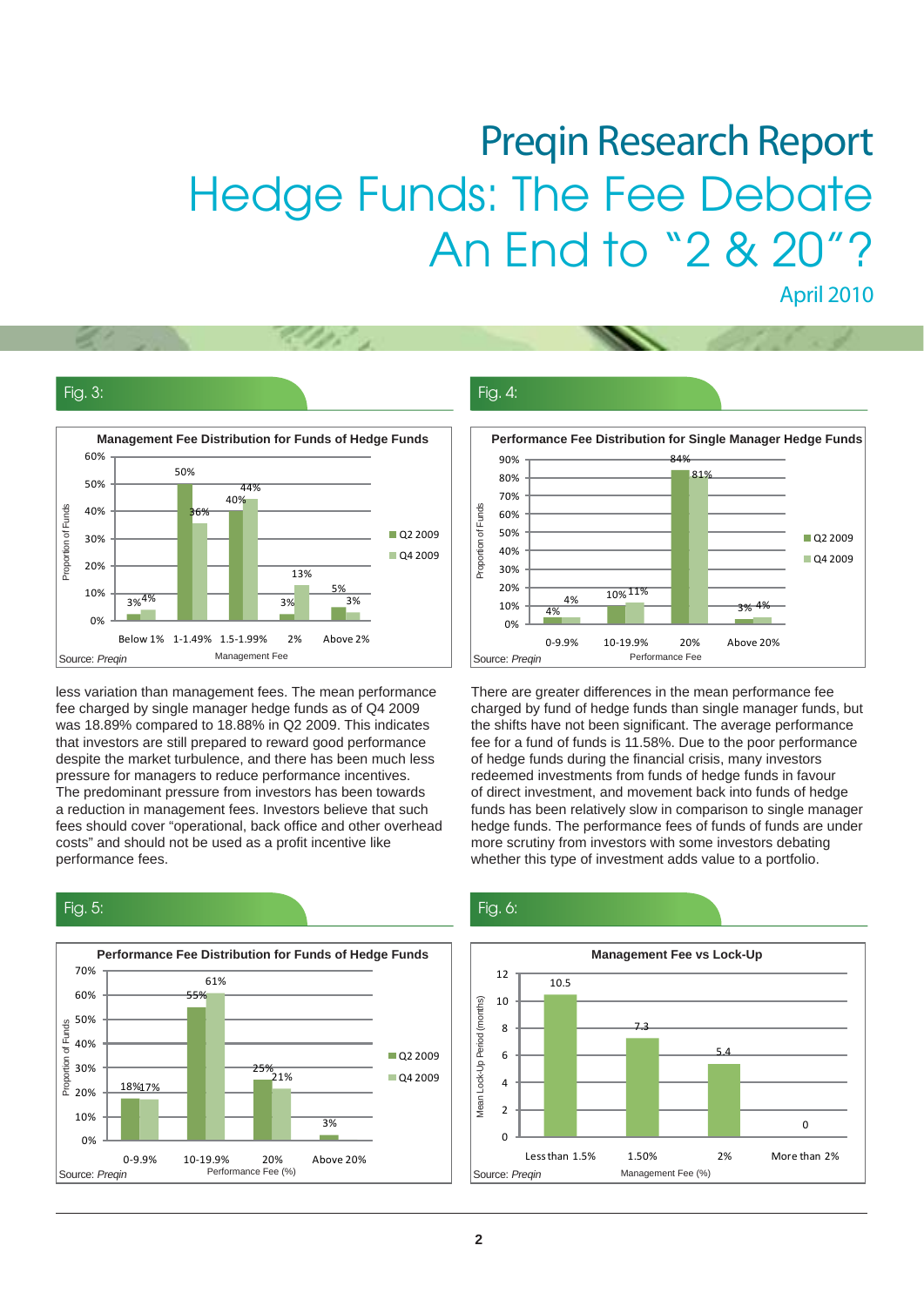# Preqin Research Report

# Hedge Funds: The Fee Debate An End to "2 & 20"?

April 2010

## Fig. 3:

**Management Fee Distribution for Funds of Hedge Funds**

| Management Fee | Q2 2009 | Q4 2009 |
|---|---|---|
| Below 1% | 3% | 4% |
| 1-1.49% | 50% | 36% |
| 1.5-1.99% | 40% | 44% |
| 2% | 3% | 13% |
| Above 2% | 5% | 3% |

Source: *Preqin*

## Fig. 4:

**Performance Fee Distribution for Single Manager Hedge Funds**

| Performance Fee | Q2 2009 | Q4 2009 |
|---|---|---|
| 0-9.9% | 4% | 4% |
| 10-19.9% | 10% | 11% |
| 20% | 84% | 81% |
| Above 20% | 3% | 4% |

Source: *Preqin*

less variation than management fees. The mean performance fee charged by single manager hedge funds as of Q4 2009 was 18.89% compared to 18.88% in Q2 2009. This indicates that investors are still prepared to reward good performance despite the market turbulence, and there has been much less pressure for managers to reduce performance incentives. The predominant pressure from investors has been towards a reduction in management fees. Investors believe that such fees should cover "operational, back office and other overhead costs" and should not be used as a profit incentive like performance fees.

There are greater differences in the mean performance fee charged by fund of hedge funds than single manager funds, but the shifts have not been significant. The average performance fee for a fund of funds is 11.58%. Due to the poor performance of hedge funds during the financial crisis, many investors redeemed investments from funds of hedge funds in favour of direct investment, and movement back into funds of hedge funds has been relatively slow in comparison to single manager hedge funds. The performance fees of funds of funds are under more scrutiny from investors with some investors debating whether this type of investment adds value to a portfolio.

## Fig. 5:

**Performance Fee Distribution for Funds of Hedge Funds**

| Performance Fee (%) | Q2 2009 | Q4 2009 |
|---|---|---|
| 0-9.9% | 18% | 17% |
| 10-19.9% | 55% | 61% |
| 20% | 25% | 21% |
| Above 20% | 3% | |

Source: *Preqin*

## Fig. 6:

**Management Fee vs Lock-Up**

| Management Fee (%) | Mean Lock-Up Period (months) |
|---|---|
| Less than 1.5% | 10.5 |
| 1.50% | 7.3 |
| 2% | 5.4 |
| More than 2% | 0 |

Source: *Preqin*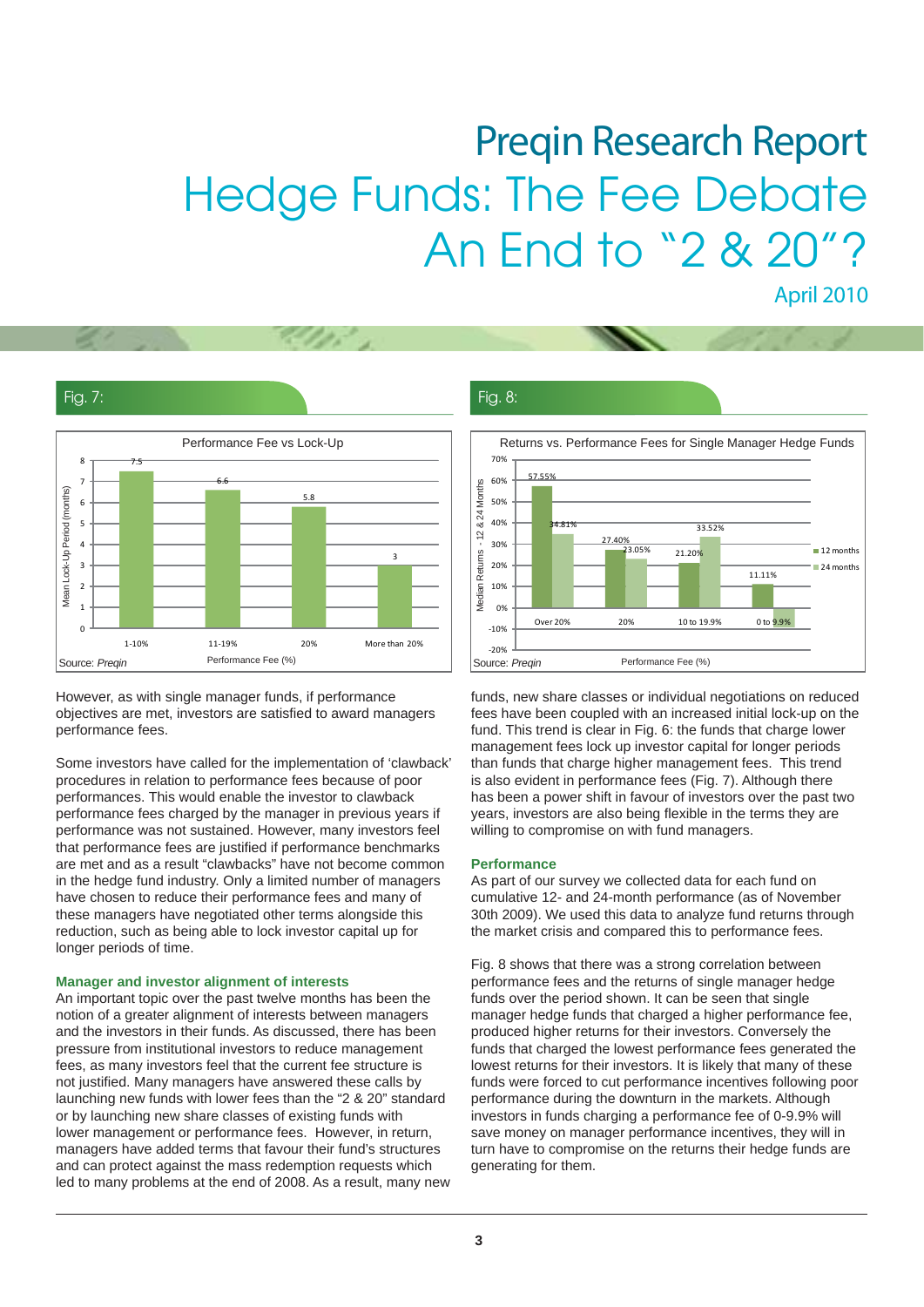# Preqin Research Report

# Hedge Funds: The Fee Debate An End to "2 & 20"?

April 2010

Fig. 7:

**Performance Fee vs Lock-Up**

| Performance Fee (%) | Mean Lock-Up Period (months) |
|---|---|
| 1-10% | 7.5 |
| 11-19% | 6.6 |
| 20% | 5.8 |
| More than 20% | 3 |

Source: *Preqin*

Fig. 8:

**Returns vs. Performance Fees for Single Manager Hedge Funds**

| Performance Fee (%) | 12 months | 24 months |
|---|---|---|
| Over 20% | 57.55% | 34.81% |
| 20% | 27.40% | 23.05% |
| 10 to 19.9% | 21.20% | 33.52% |
| 0 to 9.9% | 11.11% | 9.9% |

Source: *Preqin*

However, as with single manager funds, if performance objectives are met, investors are satisfied to award managers performance fees.

Some investors have called for the implementation of 'clawback' procedures in relation to performance fees because of poor performances. This would enable the investor to clawback performance fees charged by the manager in previous years if performance was not sustained. However, many investors feel that performance fees are justified if performance benchmarks are met and as a result "clawbacks" have not become common in the hedge fund industry. Only a limited number of managers have chosen to reduce their performance fees and many of these managers have negotiated other terms alongside this reduction, such as being able to lock investor capital up for longer periods of time.

### Manager and investor alignment of interests

An important topic over the past twelve months has been the notion of a greater alignment of interests between managers and the investors in their funds. As discussed, there has been pressure from institutional investors to reduce management fees, as many investors feel that the current fee structure is not justified. Many managers have answered these calls by launching new funds with lower fees than the "2 & 20" standard or by launching new share classes of existing funds with lower management or performance fees. However, in return, managers have added terms that favour their fund's structures and can protect against the mass redemption requests which led to many problems at the end of 2008. As a result, many new funds, new share classes or individual negotiations on reduced fees have been coupled with an increased initial lock-up on the fund. This trend is clear in Fig. 6: the funds that charge lower management fees lock up investor capital for longer periods than funds that charge higher management fees. This trend is also evident in performance fees (Fig. 7). Although there has been a power shift in favour of investors over the past two years, investors are also being flexible in the terms they are willing to compromise on with fund managers.

### Performance

As part of our survey we collected data for each fund on cumulative 12- and 24-month performance (as of November 30th 2009). We used this data to analyze fund returns through the market crisis and compared this to performance fees.

Fig. 8 shows that there was a strong correlation between performance fees and the returns of single manager hedge funds over the period shown. It can be seen that single manager hedge funds that charged a higher performance fee, produced higher returns for their investors. Conversely the funds that charged the lowest performance fees generated the lowest returns for their investors. It is likely that many of these funds were forced to cut performance incentives following poor performance during the downturn in the markets. Although investors in funds charging a performance fee of 0-9.9% will save money on manager performance incentives, they will in turn have to compromise on the returns their hedge funds are generating for them.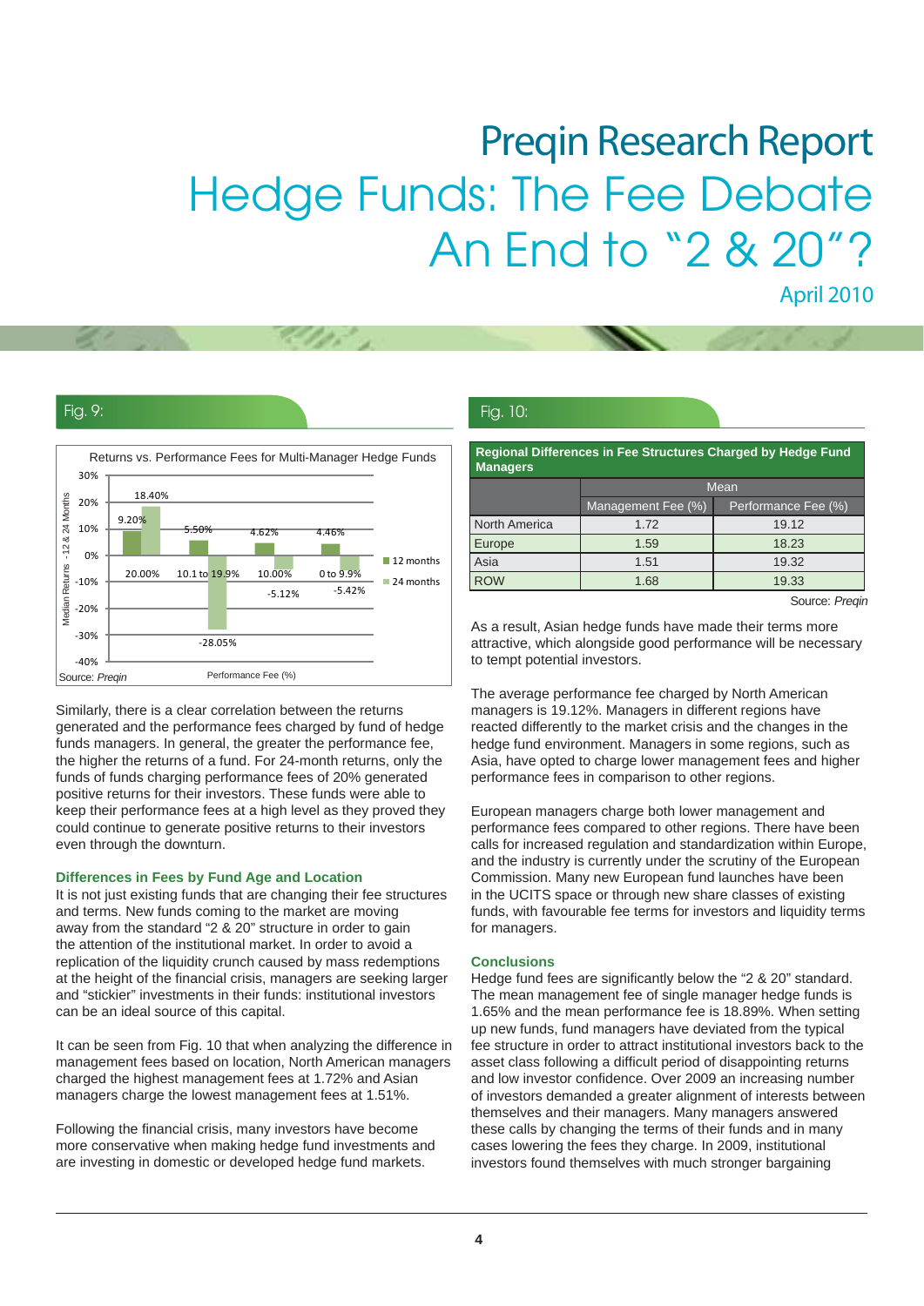# Preqin Research Report
# Hedge Funds: The Fee Debate An End to "2 & 20"?

April 2010

Fig. 9:

Returns vs. Performance Fees for Multi-Manager Hedge Funds

| Performance Fee (%) | 12 months | 24 months |
|---|---|---|
| 20.00% | 9.20% | 18.40% |
| 10.1 to 19.9% | 5.50% | -28.05% |
| 10.00% | 4.62% | -5.12% |
| 0 to 9.9% | 4.46% | -5.42% |

Source: *Preqin*

Similarly, there is a clear correlation between the returns generated and the performance fees charged by fund of hedge funds managers. In general, the greater the performance fee, the higher the returns of a fund. For 24-month returns, only the funds of funds charging performance fees of 20% generated positive returns for their investors. These funds were able to keep their performance fees at a high level as they proved they could continue to generate positive returns to their investors even through the downturn.

### Differences in Fees by Fund Age and Location

It is not just existing funds that are changing their fee structures and terms. New funds coming to the market are moving away from the standard "2 & 20" structure in order to gain the attention of the institutional market. In order to avoid a replication of the liquidity crunch caused by mass redemptions at the height of the financial crisis, managers are seeking larger and "stickier" investments in their funds: institutional investors can be an ideal source of this capital.

It can be seen from Fig. 10 that when analyzing the difference in management fees based on location, North American managers charged the highest management fees at 1.72% and Asian managers charge the lowest management fees at 1.51%.

Following the financial crisis, many investors have become more conservative when making hedge fund investments and are investing in domestic or developed hedge fund markets.

Fig. 10:

**Regional Differences in Fee Structures Charged by Hedge Fund Managers**

| | Mean | |
|---|---|---|
| | Management Fee (%) | Performance Fee (%) |
| North America | 1.72 | 19.12 |
| Europe | 1.59 | 18.23 |
| Asia | 1.51 | 19.32 |
| ROW | 1.68 | 19.33 |

Source: *Preqin*

As a result, Asian hedge funds have made their terms more attractive, which alongside good performance will be necessary to tempt potential investors.

The average performance fee charged by North American managers is 19.12%. Managers in different regions have reacted differently to the market crisis and the changes in the hedge fund environment. Managers in some regions, such as Asia, have opted to charge lower management fees and higher performance fees in comparison to other regions.

European managers charge both lower management and performance fees compared to other regions. There have been calls for increased regulation and standardization within Europe, and the industry is currently under the scrutiny of the European Commission. Many new European fund launches have been in the UCITS space or through new share classes of existing funds, with favourable fee terms for investors and liquidity terms for managers.

### Conclusions

Hedge fund fees are significantly below the "2 & 20" standard. The mean management fee of single manager hedge funds is 1.65% and the mean performance fee is 18.89%. When setting up new funds, fund managers have deviated from the typical fee structure in order to attract institutional investors back to the asset class following a difficult period of disappointing returns and low investor confidence. Over 2009 an increasing number of investors demanded a greater alignment of interests between themselves and their managers. Many managers answered these calls by changing the terms of their funds and in many cases lowering the fees they charge. In 2009, institutional investors found themselves with much stronger bargaining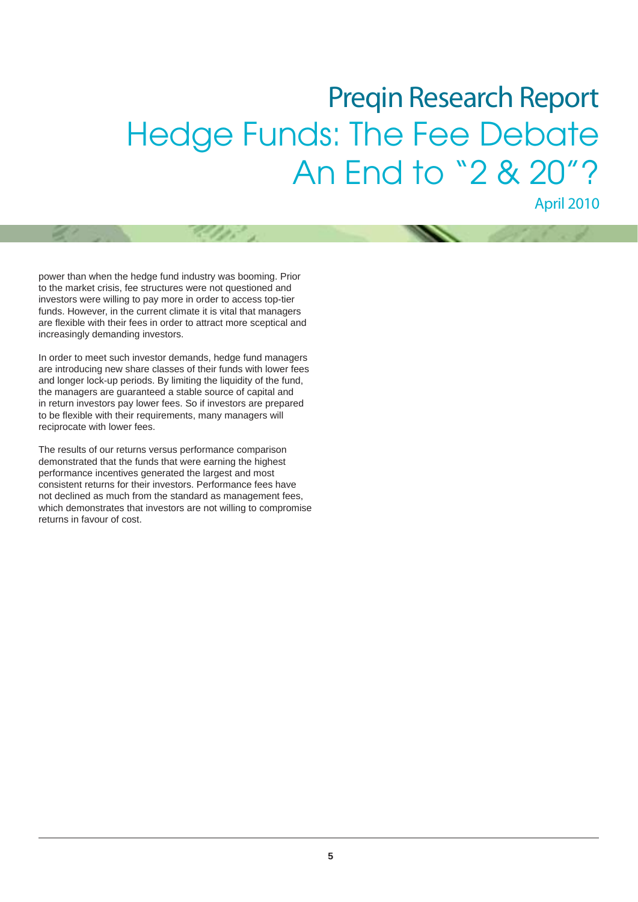power than when the hedge fund industry was booming. Prior to the market crisis, fee structures were not questioned and investors were willing to pay more in order to access top-tier funds. However, in the current climate it is vital that managers are flexible with their fees in order to attract more sceptical and increasingly demanding investors.

In order to meet such investor demands, hedge fund managers are introducing new share classes of their funds with lower fees and longer lock-up periods. By limiting the liquidity of the fund, the managers are guaranteed a stable source of capital and in return investors pay lower fees. So if investors are prepared to be flexible with their requirements, many managers will reciprocate with lower fees.

The results of our returns versus performance comparison demonstrated that the funds that were earning the highest performance incentives generated the largest and most consistent returns for their investors. Performance fees have not declined as much from the standard as management fees, which demonstrates that investors are not willing to compromise returns in favour of cost.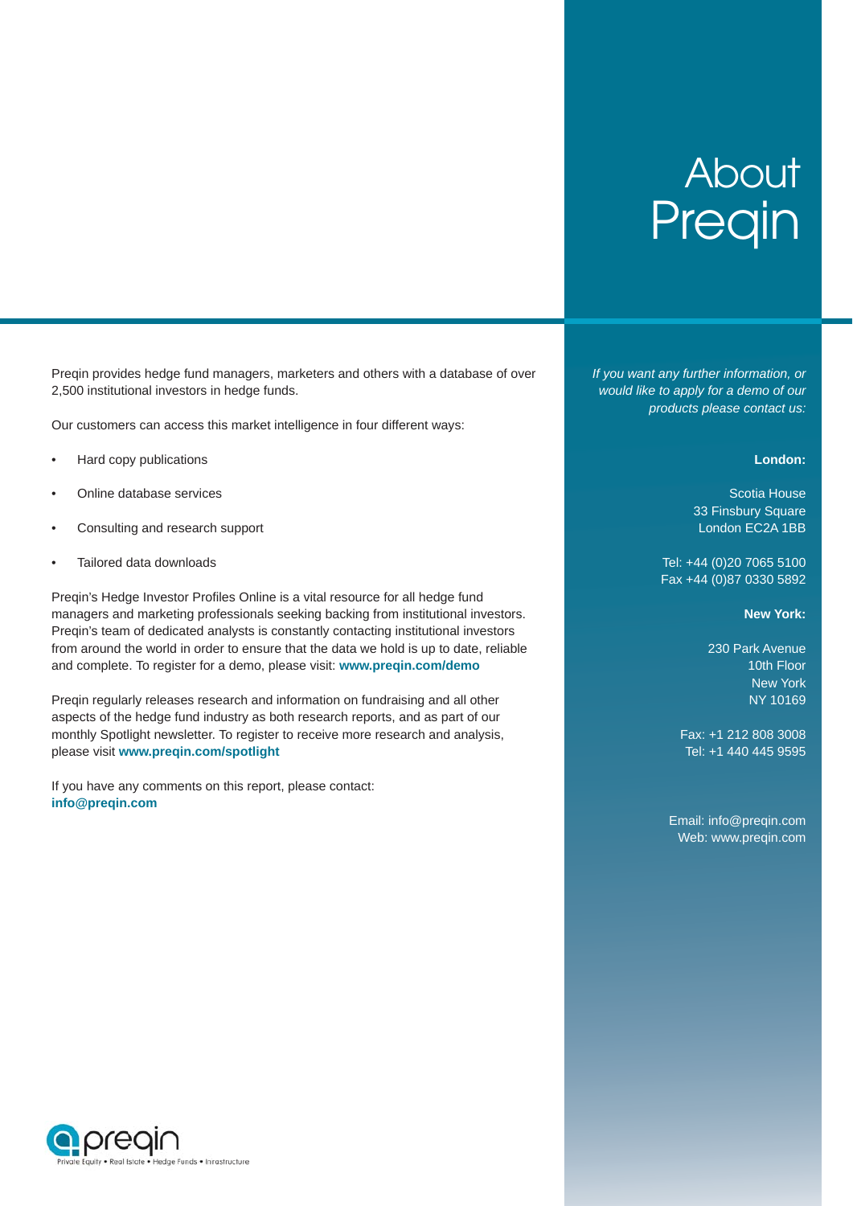# About Preqin

Preqin provides hedge fund managers, marketers and others with a database of over 2,500 institutional investors in hedge funds.

Our customers can access this market intelligence in four different ways:

- Hard copy publications
- Online database services
- Consulting and research support
- Tailored data downloads

Preqin's Hedge Investor Profiles Online is a vital resource for all hedge fund managers and marketing professionals seeking backing from institutional investors. Preqin's team of dedicated analysts is constantly contacting institutional investors from around the world in order to ensure that the data we hold is up to date, reliable and complete. To register for a demo, please visit: **www.preqin.com/demo**

Preqin regularly releases research and information on fundraising and all other aspects of the hedge fund industry as both research reports, and as part of our monthly Spotlight newsletter. To register to receive more research and analysis, please visit **www.preqin.com/spotlight**

If you have any comments on this report, please contact:
**info@preqin.com**

*If you want any further information, or would like to apply for a demo of our products please contact us:*

**London:**

Scotia House
33 Finsbury Square
London EC2A 1BB

Tel: +44 (0)20 7065 5100
Fax +44 (0)87 0330 5892

**New York:**

230 Park Avenue
10th Floor
New York
NY 10169

Fax: +1 212 808 3008
Tel: +1 440 445 9595

Email: info@preqin.com
Web: www.preqin.com

preqin
Private Equity • Real Estate • Hedge Funds • Infrastructure